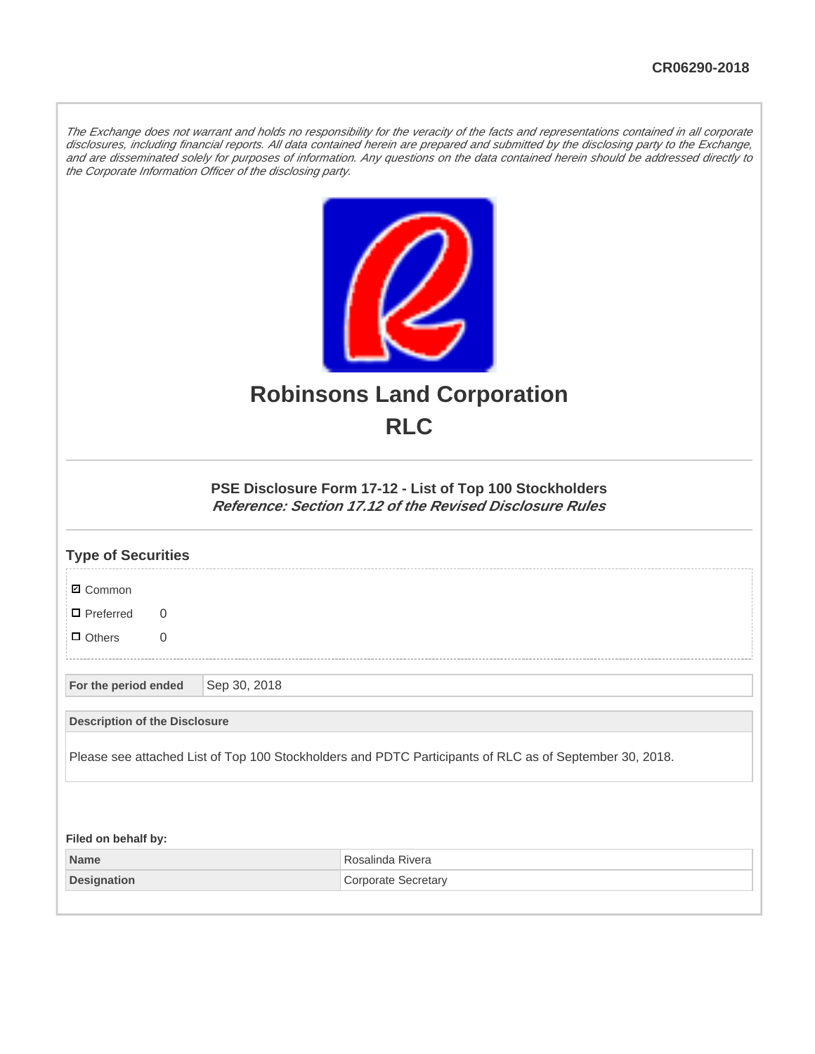CR06290-2018

*The Exchange does not warrant and holds no responsibility for the veracity of the facts and representations contained in all corporate disclosures, including financial reports. All data contained herein are prepared and submitted by the disclosing party to the Exchange, and are disseminated solely for purposes of information. Any questions on the data contained herein should be addressed directly to the Corporate Information Officer of the disclosing party.*

# Robinsons Land Corporation

# RLC

### PSE Disclosure Form 17-12 - List of Top 100 Stockholders

***Reference: Section 17.12 of the Revised Disclosure Rules***

## Type of Securities

- ☑ Common
- ☐ Preferred 0
- ☐ Others 0

| For the period ended | Sep 30, 2018 |
|---|---|

| Description of the Disclosure |
|---|
| Please see attached List of Top 100 Stockholders and PDTC Participants of RLC as of September 30, 2018. |

**Filed on behalf by:**

| Name | Rosalinda Rivera |
|---|---|
| Designation | Corporate Secretary |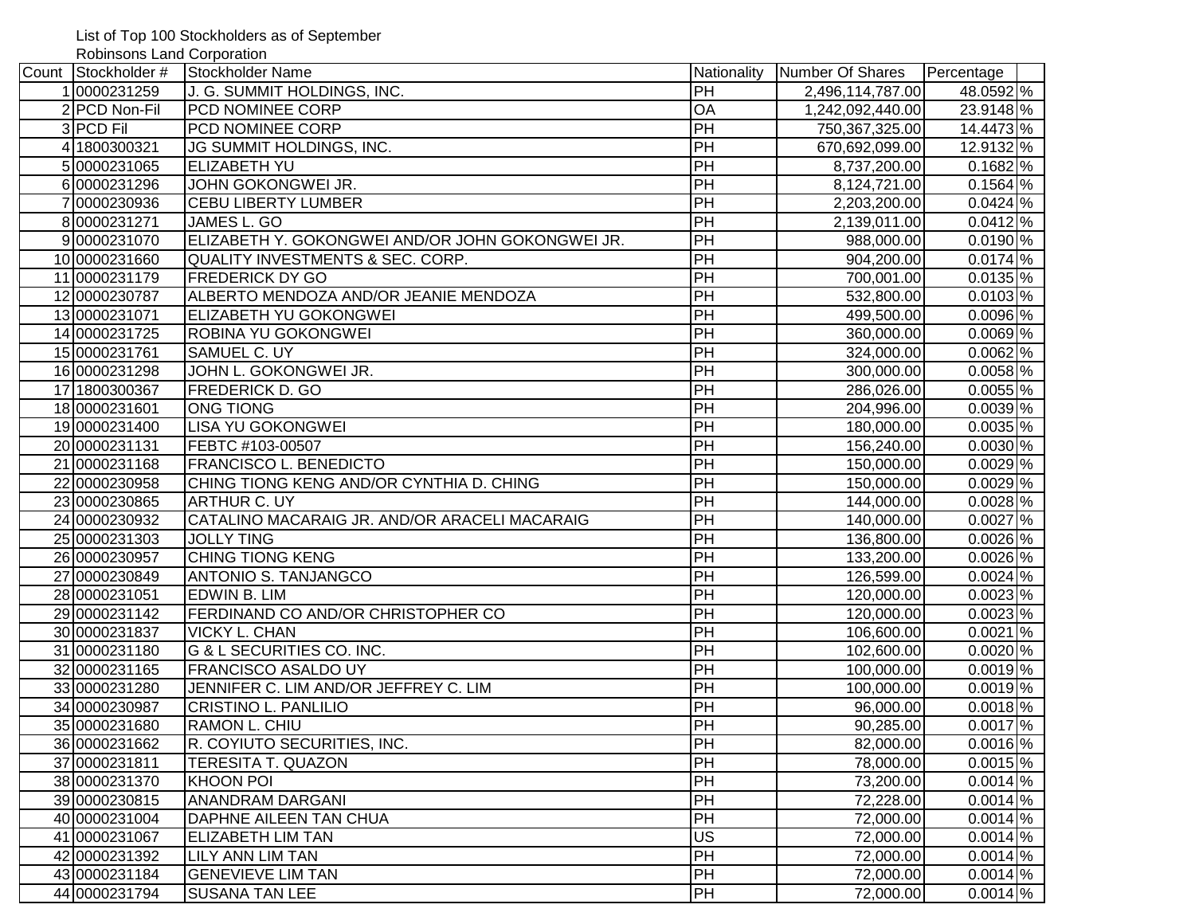List of Top 100 Stockholders as of September

Robinsons Land Corporation

| Count | Stockholder # | Stockholder Name | Nationality | Number Of Shares | Percentage | |
|---|---|---|---|---|---|---|
| 1 | 0000231259 | J. G. SUMMIT HOLDINGS, INC. | PH | 2,496,114,787.00 | 48.0592 | % |
| 2 | PCD Non-Fil | PCD NOMINEE CORP | OA | 1,242,092,440.00 | 23.9148 | % |
| 3 | PCD Fil | PCD NOMINEE CORP | PH | 750,367,325.00 | 14.4473 | % |
| 4 | 1800300321 | JG SUMMIT HOLDINGS, INC. | PH | 670,692,099.00 | 12.9132 | % |
| 5 | 0000231065 | ELIZABETH YU | PH | 8,737,200.00 | 0.1682 | % |
| 6 | 0000231296 | JOHN GOKONGWEI JR. | PH | 8,124,721.00 | 0.1564 | % |
| 7 | 0000230936 | CEBU LIBERTY LUMBER | PH | 2,203,200.00 | 0.0424 | % |
| 8 | 0000231271 | JAMES L. GO | PH | 2,139,011.00 | 0.0412 | % |
| 9 | 0000231070 | ELIZABETH Y. GOKONGWEI AND/OR JOHN GOKONGWEI JR. | PH | 988,000.00 | 0.0190 | % |
| 10 | 0000231660 | QUALITY INVESTMENTS & SEC. CORP. | PH | 904,200.00 | 0.0174 | % |
| 11 | 0000231179 | FREDERICK DY GO | PH | 700,001.00 | 0.0135 | % |
| 12 | 0000230787 | ALBERTO MENDOZA AND/OR JEANIE MENDOZA | PH | 532,800.00 | 0.0103 | % |
| 13 | 0000231071 | ELIZABETH YU GOKONGWEI | PH | 499,500.00 | 0.0096 | % |
| 14 | 0000231725 | ROBINA YU GOKONGWEI | PH | 360,000.00 | 0.0069 | % |
| 15 | 0000231761 | SAMUEL C. UY | PH | 324,000.00 | 0.0062 | % |
| 16 | 0000231298 | JOHN L. GOKONGWEI JR. | PH | 300,000.00 | 0.0058 | % |
| 17 | 1800300367 | FREDERICK D. GO | PH | 286,026.00 | 0.0055 | % |
| 18 | 0000231601 | ONG TIONG | PH | 204,996.00 | 0.0039 | % |
| 19 | 0000231400 | LISA YU GOKONGWEI | PH | 180,000.00 | 0.0035 | % |
| 20 | 0000231131 | FEBTC #103-00507 | PH | 156,240.00 | 0.0030 | % |
| 21 | 0000231168 | FRANCISCO L. BENEDICTO | PH | 150,000.00 | 0.0029 | % |
| 22 | 0000230958 | CHING TIONG KENG AND/OR CYNTHIA D. CHING | PH | 150,000.00 | 0.0029 | % |
| 23 | 0000230865 | ARTHUR C. UY | PH | 144,000.00 | 0.0028 | % |
| 24 | 0000230932 | CATALINO MACARAIG JR. AND/OR ARACELI MACARAIG | PH | 140,000.00 | 0.0027 | % |
| 25 | 0000231303 | JOLLY TING | PH | 136,800.00 | 0.0026 | % |
| 26 | 0000230957 | CHING TIONG KENG | PH | 133,200.00 | 0.0026 | % |
| 27 | 0000230849 | ANTONIO S. TANJANGCO | PH | 126,599.00 | 0.0024 | % |
| 28 | 0000231051 | EDWIN B. LIM | PH | 120,000.00 | 0.0023 | % |
| 29 | 0000231142 | FERDINAND CO AND/OR CHRISTOPHER CO | PH | 120,000.00 | 0.0023 | % |
| 30 | 0000231837 | VICKY L. CHAN | PH | 106,600.00 | 0.0021 | % |
| 31 | 0000231180 | G & L SECURITIES CO. INC. | PH | 102,600.00 | 0.0020 | % |
| 32 | 0000231165 | FRANCISCO ASALDO UY | PH | 100,000.00 | 0.0019 | % |
| 33 | 0000231280 | JENNIFER C. LIM AND/OR JEFFREY C. LIM | PH | 100,000.00 | 0.0019 | % |
| 34 | 0000230987 | CRISTINO L. PANLILIO | PH | 96,000.00 | 0.0018 | % |
| 35 | 0000231680 | RAMON L. CHIU | PH | 90,285.00 | 0.0017 | % |
| 36 | 0000231662 | R. COYIUTO SECURITIES, INC. | PH | 82,000.00 | 0.0016 | % |
| 37 | 0000231811 | TERESITA T. QUAZON | PH | 78,000.00 | 0.0015 | % |
| 38 | 0000231370 | KHOON POI | PH | 73,200.00 | 0.0014 | % |
| 39 | 0000230815 | ANANDRAM DARGANI | PH | 72,228.00 | 0.0014 | % |
| 40 | 0000231004 | DAPHNE AILEEN TAN CHUA | PH | 72,000.00 | 0.0014 | % |
| 41 | 0000231067 | ELIZABETH LIM TAN | US | 72,000.00 | 0.0014 | % |
| 42 | 0000231392 | LILY ANN LIM TAN | PH | 72,000.00 | 0.0014 | % |
| 43 | 0000231184 | GENEVIEVE LIM TAN | PH | 72,000.00 | 0.0014 | % |
| 44 | 0000231794 | SUSANA TAN LEE | PH | 72,000.00 | 0.0014 | % |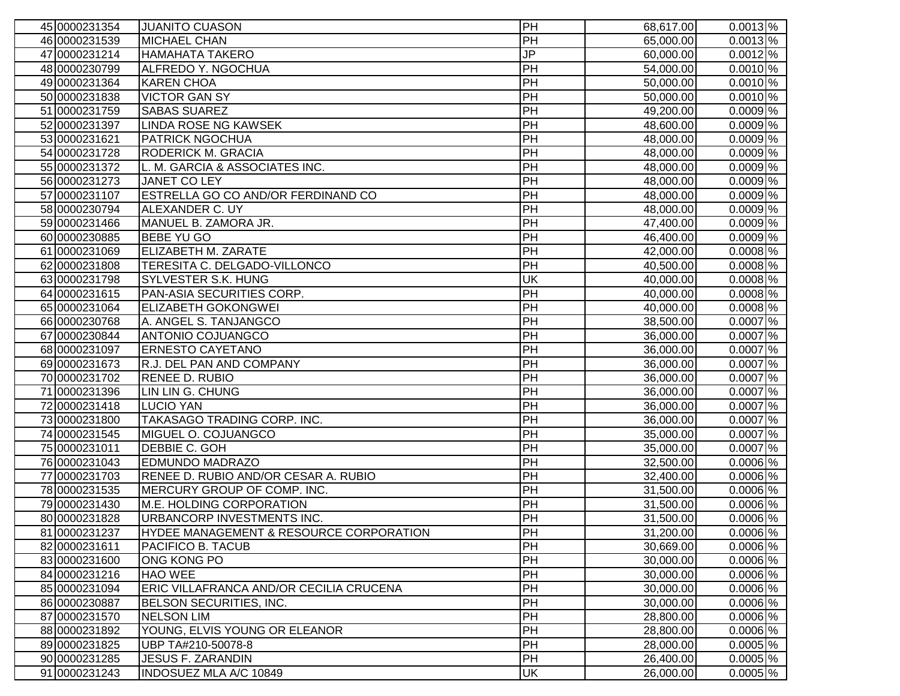| | | | | | |
|---|---|---|---|---|---|
| 45 | 0000231354 | JUANITO CUASON | PH | 68,617.00 | 0.0013 % |
| 46 | 0000231539 | MICHAEL CHAN | PH | 65,000.00 | 0.0013 % |
| 47 | 0000231214 | HAMAHATA TAKERO | JP | 60,000.00 | 0.0012 % |
| 48 | 0000230799 | ALFREDO Y. NGOCHUA | PH | 54,000.00 | 0.0010 % |
| 49 | 0000231364 | KAREN CHOA | PH | 50,000.00 | 0.0010 % |
| 50 | 0000231838 | VICTOR GAN SY | PH | 50,000.00 | 0.0010 % |
| 51 | 0000231759 | SABAS SUAREZ | PH | 49,200.00 | 0.0009 % |
| 52 | 0000231397 | LINDA ROSE NG KAWSEK | PH | 48,600.00 | 0.0009 % |
| 53 | 0000231621 | PATRICK NGOCHUA | PH | 48,000.00 | 0.0009 % |
| 54 | 0000231728 | RODERICK M. GRACIA | PH | 48,000.00 | 0.0009 % |
| 55 | 0000231372 | L. M. GARCIA & ASSOCIATES INC. | PH | 48,000.00 | 0.0009 % |
| 56 | 0000231273 | JANET CO LEY | PH | 48,000.00 | 0.0009 % |
| 57 | 0000231107 | ESTRELLA GO CO AND/OR FERDINAND CO | PH | 48,000.00 | 0.0009 % |
| 58 | 0000230794 | ALEXANDER C. UY | PH | 48,000.00 | 0.0009 % |
| 59 | 0000231466 | MANUEL B. ZAMORA JR. | PH | 47,400.00 | 0.0009 % |
| 60 | 0000230885 | BEBE YU GO | PH | 46,400.00 | 0.0009 % |
| 61 | 0000231069 | ELIZABETH M. ZARATE | PH | 42,000.00 | 0.0008 % |
| 62 | 0000231808 | TERESITA C. DELGADO-VILLONCO | PH | 40,500.00 | 0.0008 % |
| 63 | 0000231798 | SYLVESTER S.K. HUNG | UK | 40,000.00 | 0.0008 % |
| 64 | 0000231615 | PAN-ASIA SECURITIES CORP. | PH | 40,000.00 | 0.0008 % |
| 65 | 0000231064 | ELIZABETH GOKONGWEI | PH | 40,000.00 | 0.0008 % |
| 66 | 0000230768 | A. ANGEL S. TANJANGCO | PH | 38,500.00 | 0.0007 % |
| 67 | 0000230844 | ANTONIO COJUANGCO | PH | 36,000.00 | 0.0007 % |
| 68 | 0000231097 | ERNESTO CAYETANO | PH | 36,000.00 | 0.0007 % |
| 69 | 0000231673 | R.J. DEL PAN AND COMPANY | PH | 36,000.00 | 0.0007 % |
| 70 | 0000231702 | RENEE D. RUBIO | PH | 36,000.00 | 0.0007 % |
| 71 | 0000231396 | LIN LIN G. CHUNG | PH | 36,000.00 | 0.0007 % |
| 72 | 0000231418 | LUCIO YAN | PH | 36,000.00 | 0.0007 % |
| 73 | 0000231800 | TAKASAGO TRADING CORP. INC. | PH | 36,000.00 | 0.0007 % |
| 74 | 0000231545 | MIGUEL O. COJUANGCO | PH | 35,000.00 | 0.0007 % |
| 75 | 0000231011 | DEBBIE C. GOH | PH | 35,000.00 | 0.0007 % |
| 76 | 0000231043 | EDMUNDO MADRAZO | PH | 32,500.00 | 0.0006 % |
| 77 | 0000231703 | RENEE D. RUBIO AND/OR CESAR A. RUBIO | PH | 32,400.00 | 0.0006 % |
| 78 | 0000231535 | MERCURY GROUP OF COMP. INC. | PH | 31,500.00 | 0.0006 % |
| 79 | 0000231430 | M.E. HOLDING CORPORATION | PH | 31,500.00 | 0.0006 % |
| 80 | 0000231828 | URBANCORP INVESTMENTS INC. | PH | 31,500.00 | 0.0006 % |
| 81 | 0000231237 | HYDEE MANAGEMENT & RESOURCE CORPORATION | PH | 31,200.00 | 0.0006 % |
| 82 | 0000231611 | PACIFICO B. TACUB | PH | 30,669.00 | 0.0006 % |
| 83 | 0000231600 | ONG KONG PO | PH | 30,000.00 | 0.0006 % |
| 84 | 0000231216 | HAO WEE | PH | 30,000.00 | 0.0006 % |
| 85 | 0000231094 | ERIC VILLAFRANCA AND/OR CECILIA CRUCENA | PH | 30,000.00 | 0.0006 % |
| 86 | 0000230887 | BELSON SECURITIES, INC. | PH | 30,000.00 | 0.0006 % |
| 87 | 0000231570 | NELSON LIM | PH | 28,800.00 | 0.0006 % |
| 88 | 0000231892 | YOUNG, ELVIS YOUNG OR ELEANOR | PH | 28,800.00 | 0.0006 % |
| 89 | 0000231825 | UBP TA#210-50078-8 | PH | 28,000.00 | 0.0005 % |
| 90 | 0000231285 | JESUS F. ZARANDIN | PH | 26,400.00 | 0.0005 % |
| 91 | 0000231243 | INDOSUEZ MLA A/C 10849 | UK | 26,000.00 | 0.0005 % |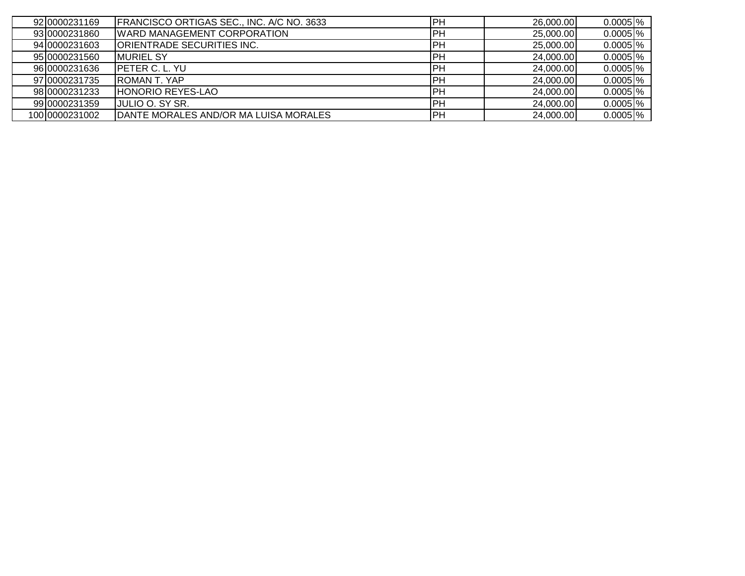| | | | | | | |
|---|---|---|---|---|---|---|
| 92 | 0000231169 | FRANCISCO ORTIGAS SEC., INC. A/C NO. 3633 | PH | 26,000.00 | 0.0005 | % |
| 93 | 0000231860 | WARD MANAGEMENT CORPORATION | PH | 25,000.00 | 0.0005 | % |
| 94 | 0000231603 | ORIENTRADE SECURITIES INC. | PH | 25,000.00 | 0.0005 | % |
| 95 | 0000231560 | MURIEL SY | PH | 24,000.00 | 0.0005 | % |
| 96 | 0000231636 | PETER C. L. YU | PH | 24,000.00 | 0.0005 | % |
| 97 | 0000231735 | ROMAN T. YAP | PH | 24,000.00 | 0.0005 | % |
| 98 | 0000231233 | HONORIO REYES-LAO | PH | 24,000.00 | 0.0005 | % |
| 99 | 0000231359 | JULIO O. SY SR. | PH | 24,000.00 | 0.0005 | % |
| 100 | 0000231002 | DANTE MORALES AND/OR MA LUISA MORALES | PH | 24,000.00 | 0.0005 | % |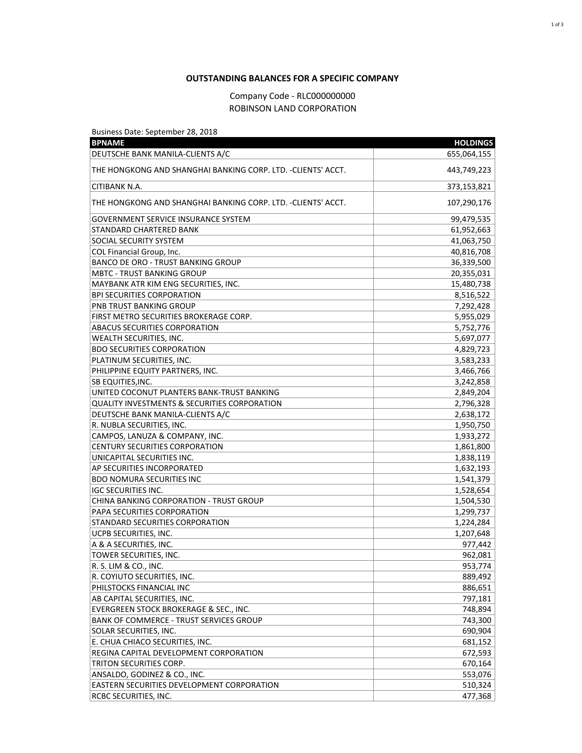**OUTSTANDING BALANCES FOR A SPECIFIC COMPANY**

Company Code - RLC000000000

ROBINSON LAND CORPORATION

Business Date: September 28, 2018

| BPNAME | HOLDINGS |
|---|---|
| DEUTSCHE BANK MANILA-CLIENTS A/C | 655,064,155 |
| THE HONGKONG AND SHANGHAI BANKING CORP. LTD. -CLIENTS' ACCT. | 443,749,223 |
| CITIBANK N.A. | 373,153,821 |
| THE HONGKONG AND SHANGHAI BANKING CORP. LTD. -CLIENTS' ACCT. | 107,290,176 |
| GOVERNMENT SERVICE INSURANCE SYSTEM | 99,479,535 |
| STANDARD CHARTERED BANK | 61,952,663 |
| SOCIAL SECURITY SYSTEM | 41,063,750 |
| COL Financial Group, Inc. | 40,816,708 |
| BANCO DE ORO - TRUST BANKING GROUP | 36,339,500 |
| MBTC - TRUST BANKING GROUP | 20,355,031 |
| MAYBANK ATR KIM ENG SECURITIES, INC. | 15,480,738 |
| BPI SECURITIES CORPORATION | 8,516,522 |
| PNB TRUST BANKING GROUP | 7,292,428 |
| FIRST METRO SECURITIES BROKERAGE CORP. | 5,955,029 |
| ABACUS SECURITIES CORPORATION | 5,752,776 |
| WEALTH SECURITIES, INC. | 5,697,077 |
| BDO SECURITIES CORPORATION | 4,829,723 |
| PLATINUM SECURITIES, INC. | 3,583,233 |
| PHILIPPINE EQUITY PARTNERS, INC. | 3,466,766 |
| SB EQUITIES,INC. | 3,242,858 |
| UNITED COCONUT PLANTERS BANK-TRUST BANKING | 2,849,204 |
| QUALITY INVESTMENTS & SECURITIES CORPORATION | 2,796,328 |
| DEUTSCHE BANK MANILA-CLIENTS A/C | 2,638,172 |
| R. NUBLA SECURITIES, INC. | 1,950,750 |
| CAMPOS, LANUZA & COMPANY, INC. | 1,933,272 |
| CENTURY SECURITIES CORPORATION | 1,861,800 |
| UNICAPITAL SECURITIES INC. | 1,838,119 |
| AP SECURITIES INCORPORATED | 1,632,193 |
| BDO NOMURA SECURITIES INC | 1,541,379 |
| IGC SECURITIES INC. | 1,528,654 |
| CHINA BANKING CORPORATION - TRUST GROUP | 1,504,530 |
| PAPA SECURITIES CORPORATION | 1,299,737 |
| STANDARD SECURITIES CORPORATION | 1,224,284 |
| UCPB SECURITIES, INC. | 1,207,648 |
| A & A SECURITIES, INC. | 977,442 |
| TOWER SECURITIES, INC. | 962,081 |
| R. S. LIM & CO., INC. | 953,774 |
| R. COYIUTO SECURITIES, INC. | 889,492 |
| PHILSTOCKS FINANCIAL INC | 886,651 |
| AB CAPITAL SECURITIES, INC. | 797,181 |
| EVERGREEN STOCK BROKERAGE & SEC., INC. | 748,894 |
| BANK OF COMMERCE - TRUST SERVICES GROUP | 743,300 |
| SOLAR SECURITIES, INC. | 690,904 |
| E. CHUA CHIACO SECURITIES, INC. | 681,152 |
| REGINA CAPITAL DEVELOPMENT CORPORATION | 672,593 |
| TRITON SECURITIES CORP. | 670,164 |
| ANSALDO, GODINEZ & CO., INC. | 553,076 |
| EASTERN SECURITIES DEVELOPMENT CORPORATION | 510,324 |
| RCBC SECURITIES, INC. | 477,368 |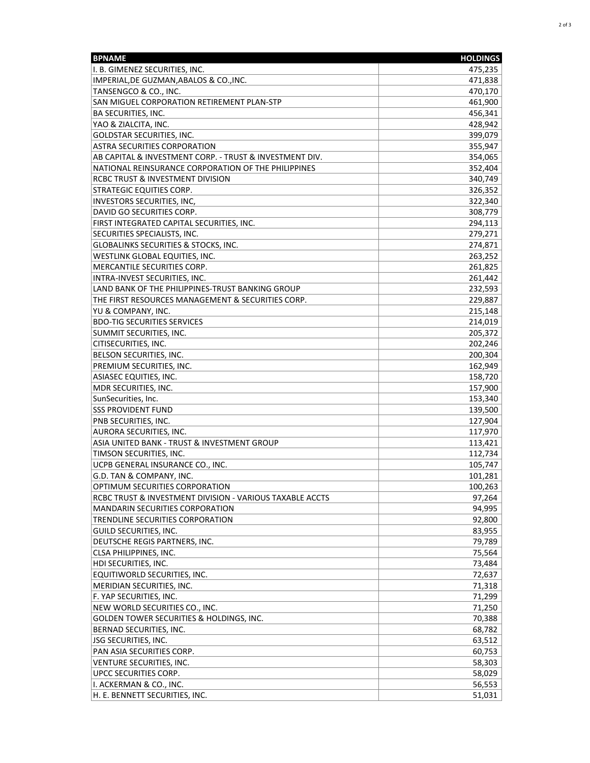| BPNAME | HOLDINGS |
|---|---|
| I. B. GIMENEZ SECURITIES, INC. | 475,235 |
| IMPERIAL,DE GUZMAN,ABALOS & CO.,INC. | 471,838 |
| TANSENGCO & CO., INC. | 470,170 |
| SAN MIGUEL CORPORATION RETIREMENT PLAN-STP | 461,900 |
| BA SECURITIES, INC. | 456,341 |
| YAO & ZIALCITA, INC. | 428,942 |
| GOLDSTAR SECURITIES, INC. | 399,079 |
| ASTRA SECURITIES CORPORATION | 355,947 |
| AB CAPITAL & INVESTMENT CORP. - TRUST & INVESTMENT DIV. | 354,065 |
| NATIONAL REINSURANCE CORPORATION OF THE PHILIPPINES | 352,404 |
| RCBC TRUST & INVESTMENT DIVISION | 340,749 |
| STRATEGIC EQUITIES CORP. | 326,352 |
| INVESTORS SECURITIES, INC, | 322,340 |
| DAVID GO SECURITIES CORP. | 308,779 |
| FIRST INTEGRATED CAPITAL SECURITIES, INC. | 294,113 |
| SECURITIES SPECIALISTS, INC. | 279,271 |
| GLOBALINKS SECURITIES & STOCKS, INC. | 274,871 |
| WESTLINK GLOBAL EQUITIES, INC. | 263,252 |
| MERCANTILE SECURITIES CORP. | 261,825 |
| INTRA-INVEST SECURITIES, INC. | 261,442 |
| LAND BANK OF THE PHILIPPINES-TRUST BANKING GROUP | 232,593 |
| THE FIRST RESOURCES MANAGEMENT & SECURITIES CORP. | 229,887 |
| YU & COMPANY, INC. | 215,148 |
| BDO-TIG SECURITIES SERVICES | 214,019 |
| SUMMIT SECURITIES, INC. | 205,372 |
| CITISECURITIES, INC. | 202,246 |
| BELSON SECURITIES, INC. | 200,304 |
| PREMIUM SECURITIES, INC. | 162,949 |
| ASIASEC EQUITIES, INC. | 158,720 |
| MDR SECURITIES, INC. | 157,900 |
| SunSecurities, Inc. | 153,340 |
| SSS PROVIDENT FUND | 139,500 |
| PNB SECURITIES, INC. | 127,904 |
| AURORA SECURITIES, INC. | 117,970 |
| ASIA UNITED BANK - TRUST & INVESTMENT GROUP | 113,421 |
| TIMSON SECURITIES, INC. | 112,734 |
| UCPB GENERAL INSURANCE CO., INC. | 105,747 |
| G.D. TAN & COMPANY, INC. | 101,281 |
| OPTIMUM SECURITIES CORPORATION | 100,263 |
| RCBC TRUST & INVESTMENT DIVISION - VARIOUS TAXABLE ACCTS | 97,264 |
| MANDARIN SECURITIES CORPORATION | 94,995 |
| TRENDLINE SECURITIES CORPORATION | 92,800 |
| GUILD SECURITIES, INC. | 83,955 |
| DEUTSCHE REGIS PARTNERS, INC. | 79,789 |
| CLSA PHILIPPINES, INC. | 75,564 |
| HDI SECURITIES, INC. | 73,484 |
| EQUITIWORLD SECURITIES, INC. | 72,637 |
| MERIDIAN SECURITIES, INC. | 71,318 |
| F. YAP SECURITIES, INC. | 71,299 |
| NEW WORLD SECURITIES CO., INC. | 71,250 |
| GOLDEN TOWER SECURITIES & HOLDINGS, INC. | 70,388 |
| BERNAD SECURITIES, INC. | 68,782 |
| JSG SECURITIES, INC. | 63,512 |
| PAN ASIA SECURITIES CORP. | 60,753 |
| VENTURE SECURITIES, INC. | 58,303 |
| UPCC SECURITIES CORP. | 58,029 |
| I. ACKERMAN & CO., INC. | 56,553 |
| H. E. BENNETT SECURITIES, INC. | 51,031 |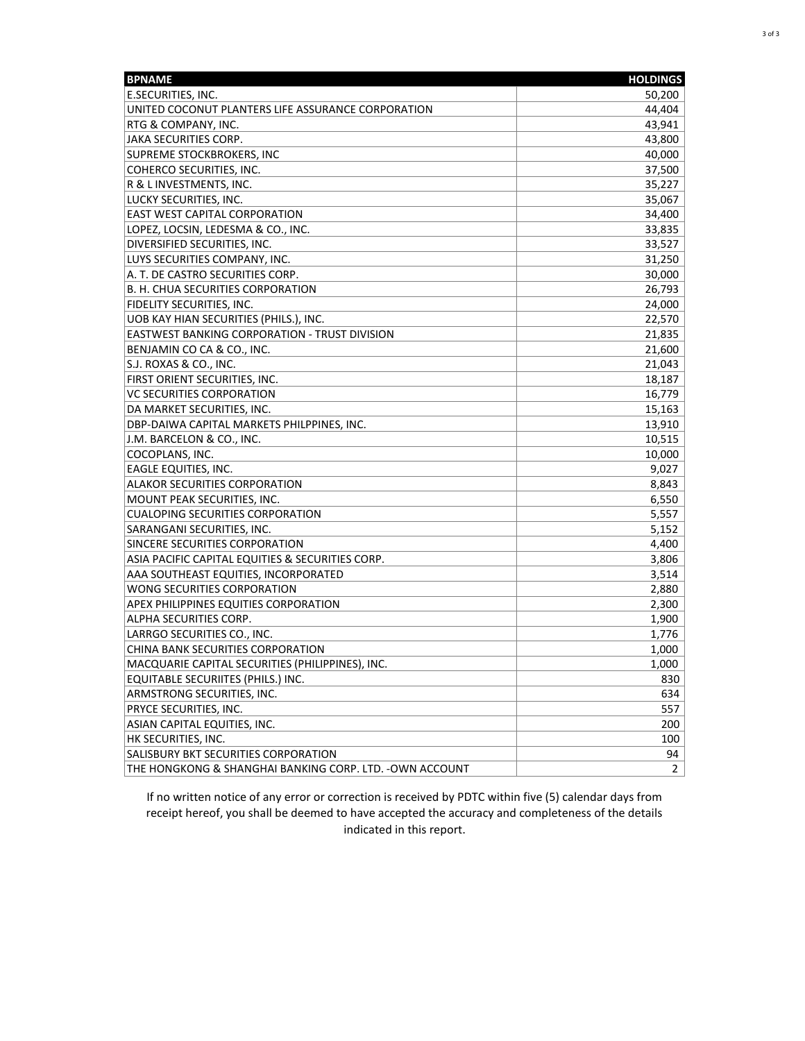| BPNAME | HOLDINGS |
|---|---|
| E.SECURITIES, INC. | 50,200 |
| UNITED COCONUT PLANTERS LIFE ASSURANCE CORPORATION | 44,404 |
| RTG & COMPANY, INC. | 43,941 |
| JAKA SECURITIES CORP. | 43,800 |
| SUPREME STOCKBROKERS, INC | 40,000 |
| COHERCO SECURITIES, INC. | 37,500 |
| R & L INVESTMENTS, INC. | 35,227 |
| LUCKY SECURITIES, INC. | 35,067 |
| EAST WEST CAPITAL CORPORATION | 34,400 |
| LOPEZ, LOCSIN, LEDESMA & CO., INC. | 33,835 |
| DIVERSIFIED SECURITIES, INC. | 33,527 |
| LUYS SECURITIES COMPANY, INC. | 31,250 |
| A. T. DE CASTRO SECURITIES CORP. | 30,000 |
| B. H. CHUA SECURITIES CORPORATION | 26,793 |
| FIDELITY SECURITIES, INC. | 24,000 |
| UOB KAY HIAN SECURITIES (PHILS.), INC. | 22,570 |
| EASTWEST BANKING CORPORATION - TRUST DIVISION | 21,835 |
| BENJAMIN CO CA & CO., INC. | 21,600 |
| S.J. ROXAS & CO., INC. | 21,043 |
| FIRST ORIENT SECURITIES, INC. | 18,187 |
| VC SECURITIES CORPORATION | 16,779 |
| DA MARKET SECURITIES, INC. | 15,163 |
| DBP-DAIWA CAPITAL MARKETS PHILPPINES, INC. | 13,910 |
| J.M. BARCELON & CO., INC. | 10,515 |
| COCOPLANS, INC. | 10,000 |
| EAGLE EQUITIES, INC. | 9,027 |
| ALAKOR SECURITIES CORPORATION | 8,843 |
| MOUNT PEAK SECURITIES, INC. | 6,550 |
| CUALOPING SECURITIES CORPORATION | 5,557 |
| SARANGANI SECURITIES, INC. | 5,152 |
| SINCERE SECURITIES CORPORATION | 4,400 |
| ASIA PACIFIC CAPITAL EQUITIES & SECURITIES CORP. | 3,806 |
| AAA SOUTHEAST EQUITIES, INCORPORATED | 3,514 |
| WONG SECURITIES CORPORATION | 2,880 |
| APEX PHILIPPINES EQUITIES CORPORATION | 2,300 |
| ALPHA SECURITIES CORP. | 1,900 |
| LARRGO SECURITIES CO., INC. | 1,776 |
| CHINA BANK SECURITIES CORPORATION | 1,000 |
| MACQUARIE CAPITAL SECURITIES (PHILIPPINES), INC. | 1,000 |
| EQUITABLE SECURIITES (PHILS.) INC. | 830 |
| ARMSTRONG SECURITIES, INC. | 634 |
| PRYCE SECURITIES, INC. | 557 |
| ASIAN CAPITAL EQUITIES, INC. | 200 |
| HK SECURITIES, INC. | 100 |
| SALISBURY BKT SECURITIES CORPORATION | 94 |
| THE HONGKONG & SHANGHAI BANKING CORP. LTD. -OWN ACCOUNT | 2 |

If no written notice of any error or correction is received by PDTC within five (5) calendar days from receipt hereof, you shall be deemed to have accepted the accuracy and completeness of the details indicated in this report.